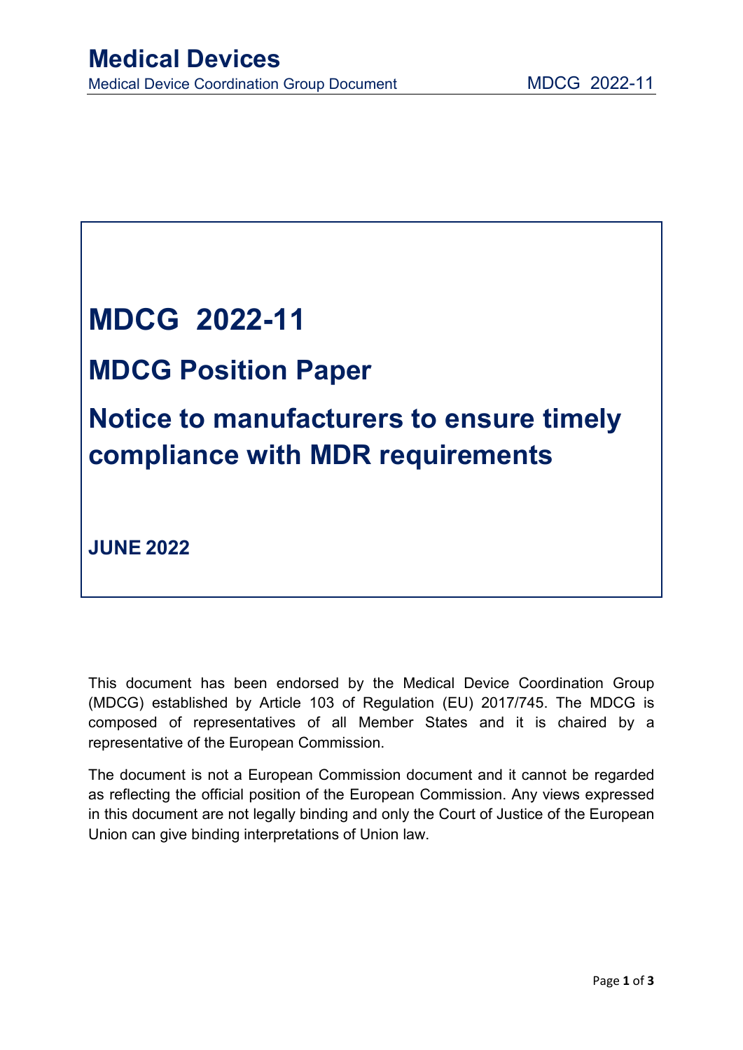# MDCG 2022-11

## MDCG Position Paper

## Notice to manufacturers to ensure timely compliance with MDR requirements

**JUNE 2022**

This document has been endorsed by the Medical Device Coordination Group (MDCG) established by Article 103 of Regulation (EU) 2017/745. The MDCG is composed of representatives of all Member States and it is chaired by a representative of the European Commission.

The document is not a European Commission document and it cannot be regarded as reflecting the official position of the European Commission. Any views expressed in this document are not legally binding and only the Court of Justice of the European Union can give binding interpretations of Union law.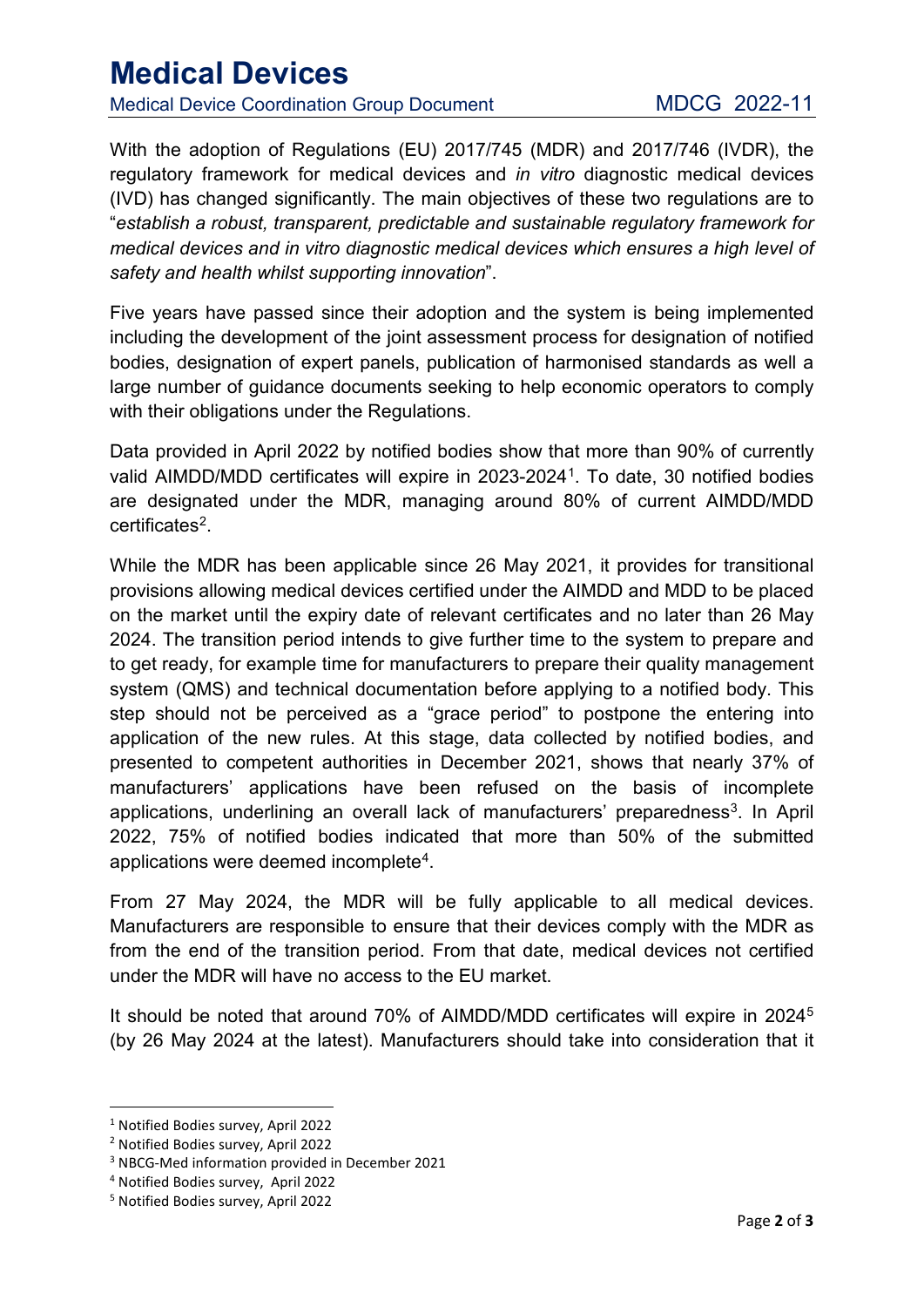With the adoption of Regulations (EU) 2017/745 (MDR) and 2017/746 (IVDR), the regulatory framework for medical devices and *in vitro* diagnostic medical devices (IVD) has changed significantly. The main objectives of these two regulations are to "*establish a robust, transparent, predictable and sustainable regulatory framework for medical devices and in vitro diagnostic medical devices which ensures a high level of safety and health whilst supporting innovation*".

Five years have passed since their adoption and the system is being implemented including the development of the joint assessment process for designation of notified bodies, designation of expert panels, publication of harmonised standards as well a large number of guidance documents seeking to help economic operators to comply with their obligations under the Regulations.

Data provided in April 2022 by notified bodies show that more than 90% of currently valid AIMDD/MDD certificates will expire in 2023-2024[1]. To date, 30 notified bodies are designated under the MDR, managing around 80% of current AIMDD/MDD certificates[2].

While the MDR has been applicable since 26 May 2021, it provides for transitional provisions allowing medical devices certified under the AIMDD and MDD to be placed on the market until the expiry date of relevant certificates and no later than 26 May 2024. The transition period intends to give further time to the system to prepare and to get ready, for example time for manufacturers to prepare their quality management system (QMS) and technical documentation before applying to a notified body. This step should not be perceived as a "grace period" to postpone the entering into application of the new rules. At this stage, data collected by notified bodies, and presented to competent authorities in December 2021, shows that nearly 37% of manufacturers' applications have been refused on the basis of incomplete applications, underlining an overall lack of manufacturers' preparedness[3]. In April 2022, 75% of notified bodies indicated that more than 50% of the submitted applications were deemed incomplete[4].

From 27 May 2024, the MDR will be fully applicable to all medical devices. Manufacturers are responsible to ensure that their devices comply with the MDR as from the end of the transition period. From that date, medical devices not certified under the MDR will have no access to the EU market.

It should be noted that around 70% of AIMDD/MDD certificates will expire in 2024[5] (by 26 May 2024 at the latest). Manufacturers should take into consideration that it

---

[1] Notified Bodies survey, April 2022

[2] Notified Bodies survey, April 2022

[3] NBCG-Med information provided in December 2021

[4] Notified Bodies survey, April 2022

[5] Notified Bodies survey, April 2022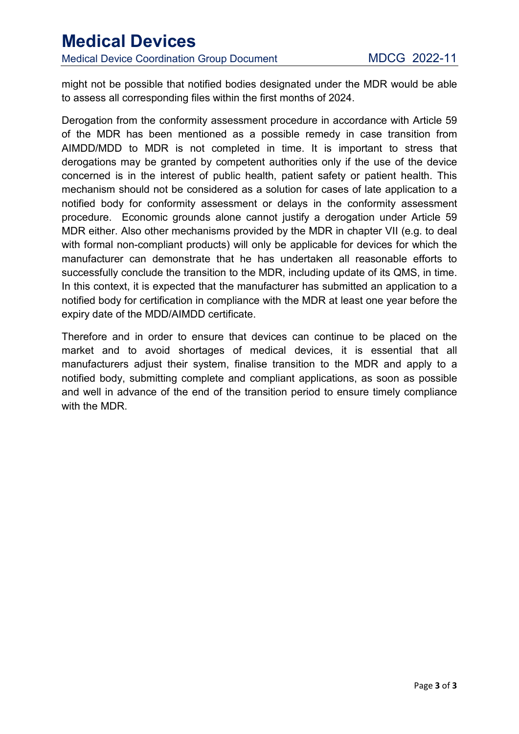might not be possible that notified bodies designated under the MDR would be able to assess all corresponding files within the first months of 2024.

Derogation from the conformity assessment procedure in accordance with Article 59 of the MDR has been mentioned as a possible remedy in case transition from AIMDD/MDD to MDR is not completed in time. It is important to stress that derogations may be granted by competent authorities only if the use of the device concerned is in the interest of public health, patient safety or patient health. This mechanism should not be considered as a solution for cases of late application to a notified body for conformity assessment or delays in the conformity assessment procedure. Economic grounds alone cannot justify a derogation under Article 59 MDR either. Also other mechanisms provided by the MDR in chapter VII (e.g. to deal with formal non-compliant products) will only be applicable for devices for which the manufacturer can demonstrate that he has undertaken all reasonable efforts to successfully conclude the transition to the MDR, including update of its QMS, in time. In this context, it is expected that the manufacturer has submitted an application to a notified body for certification in compliance with the MDR at least one year before the expiry date of the MDD/AIMDD certificate.

Therefore and in order to ensure that devices can continue to be placed on the market and to avoid shortages of medical devices, it is essential that all manufacturers adjust their system, finalise transition to the MDR and apply to a notified body, submitting complete and compliant applications, as soon as possible and well in advance of the end of the transition period to ensure timely compliance with the MDR.